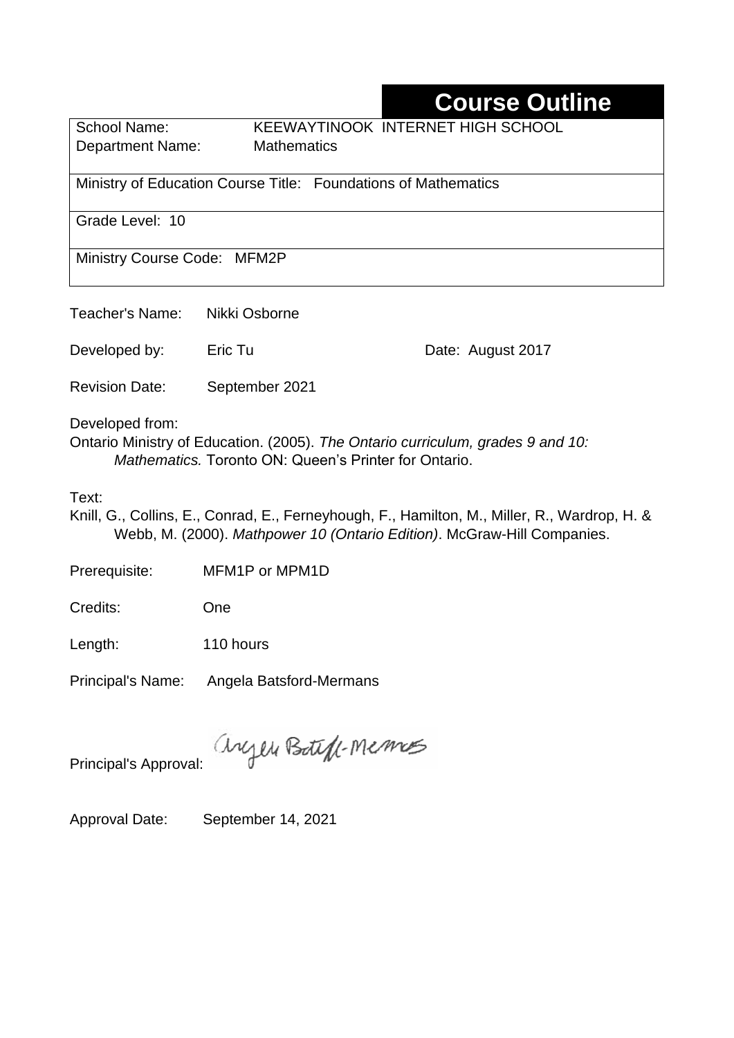# Course Outline

| School Name: | KEEWAYTINOOK INTERNET HIGH SCHOOL |
|---|---|
| Department Name: | Mathematics |

Ministry of Education Course Title: Foundations of Mathematics

Grade Level: 10

Ministry Course Code: MFM2P

Teacher's Name: Nikki Osborne

Developed by: Eric Tu    Date: August 2017

Revision Date: September 2021

Developed from:
Ontario Ministry of Education. (2005). *The Ontario curriculum, grades 9 and 10: Mathematics.* Toronto ON: Queen's Printer for Ontario.

Text:
Knill, G., Collins, E., Conrad, E., Ferneyhough, F., Hamilton, M., Miller, R., Wardrop, H. & Webb, M. (2000). *Mathpower 10 (Ontario Edition)*. McGraw-Hill Companies.

Prerequisite: MFM1P or MPM1D

Credits: One

Length: 110 hours

Principal's Name: Angela Batsford-Mermans

Principal's Approval: Angela Batsford-Mermans

Approval Date: September 14, 2021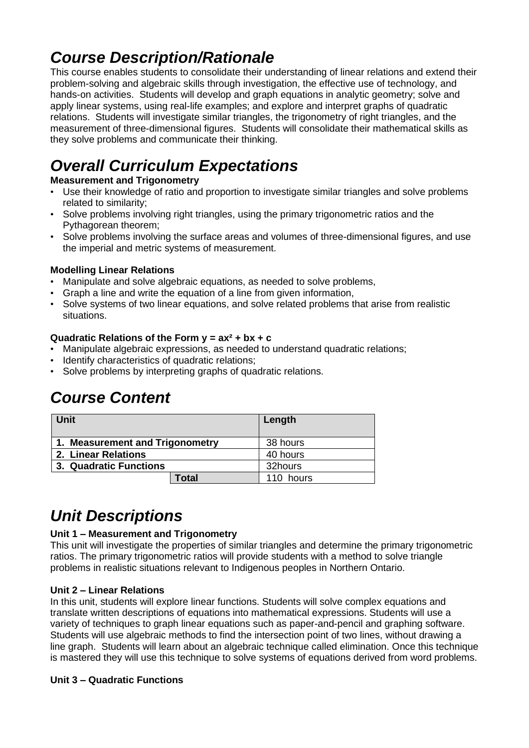# *Course Description/Rationale*

This course enables students to consolidate their understanding of linear relations and extend their problem-solving and algebraic skills through investigation, the effective use of technology, and hands-on activities. Students will develop and graph equations in analytic geometry; solve and apply linear systems, using real-life examples; and explore and interpret graphs of quadratic relations. Students will investigate similar triangles, the trigonometry of right triangles, and the measurement of three-dimensional figures. Students will consolidate their mathematical skills as they solve problems and communicate their thinking.

# *Overall Curriculum Expectations*

**Measurement and Trigonometry**

- Use their knowledge of ratio and proportion to investigate similar triangles and solve problems related to similarity;
- Solve problems involving right triangles, using the primary trigonometric ratios and the Pythagorean theorem;
- Solve problems involving the surface areas and volumes of three-dimensional figures, and use the imperial and metric systems of measurement.

**Modelling Linear Relations**

- Manipulate and solve algebraic equations, as needed to solve problems,
- Graph a line and write the equation of a line from given information,
- Solve systems of two linear equations, and solve related problems that arise from realistic situations.

**Quadratic Relations of the Form $y = ax^2 + bx + c$**

- Manipulate algebraic expressions, as needed to understand quadratic relations;
- Identify characteristics of quadratic relations;
- Solve problems by interpreting graphs of quadratic relations.

# *Course Content*

| Unit | | Length |
|---|---|---|
| **1. Measurement and Trigonometry** | | 38 hours |
| **2. Linear Relations** | | 40 hours |
| **3. Quadratic Functions** | | 32hours |
| | **Total** | 110 hours |

# *Unit Descriptions*

**Unit 1 – Measurement and Trigonometry**

This unit will investigate the properties of similar triangles and determine the primary trigonometric ratios. The primary trigonometric ratios will provide students with a method to solve triangle problems in realistic situations relevant to Indigenous peoples in Northern Ontario.

**Unit 2 – Linear Relations**

In this unit, students will explore linear functions. Students will solve complex equations and translate written descriptions of equations into mathematical expressions. Students will use a variety of techniques to graph linear equations such as paper-and-pencil and graphing software. Students will use algebraic methods to find the intersection point of two lines, without drawing a line graph. Students will learn about an algebraic technique called elimination. Once this technique is mastered they will use this technique to solve systems of equations derived from word problems.

**Unit 3 – Quadratic Functions**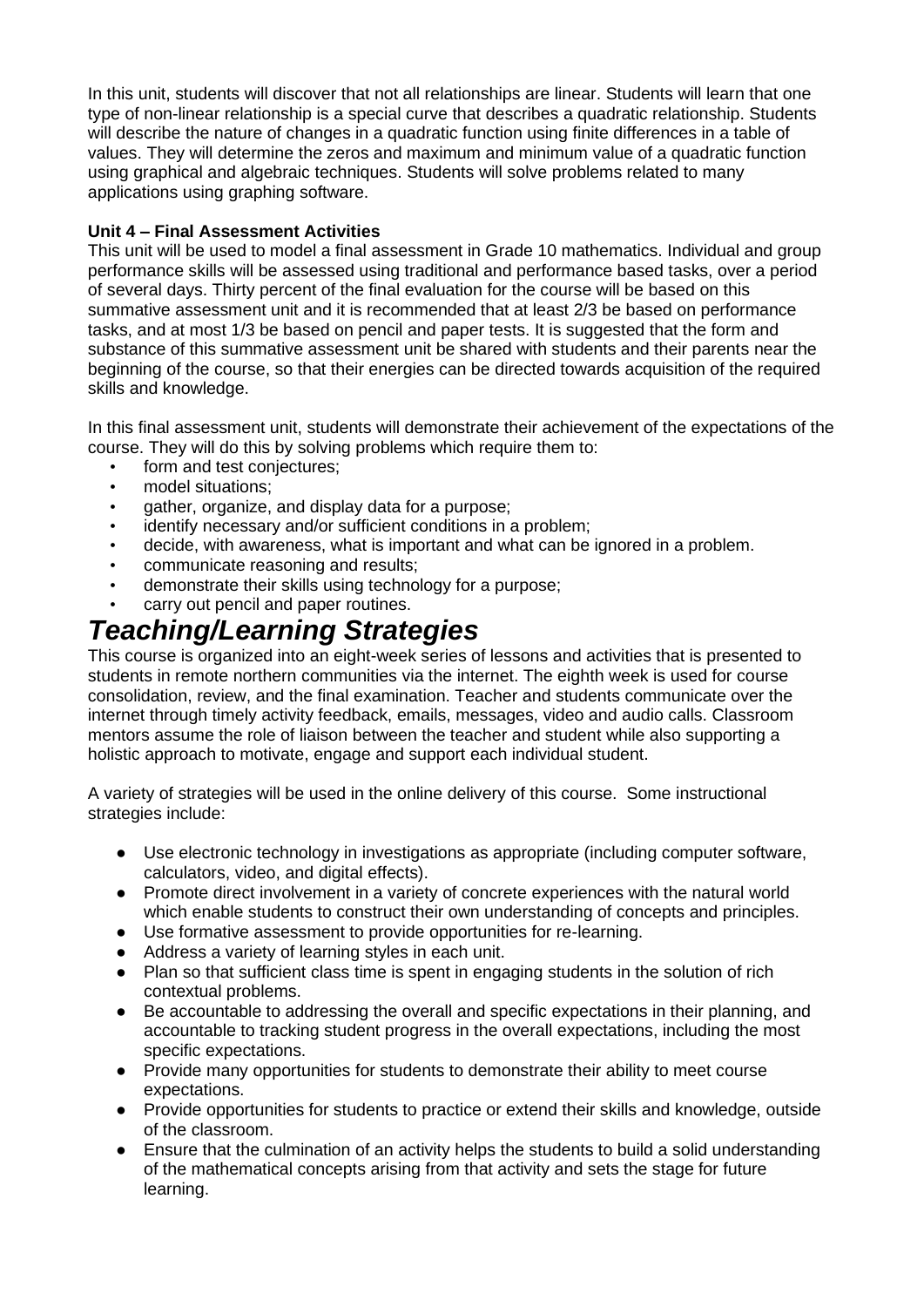In this unit, students will discover that not all relationships are linear. Students will learn that one type of non-linear relationship is a special curve that describes a quadratic relationship. Students will describe the nature of changes in a quadratic function using finite differences in a table of values. They will determine the zeros and maximum and minimum value of a quadratic function using graphical and algebraic techniques. Students will solve problems related to many applications using graphing software.

**Unit 4 – Final Assessment Activities**

This unit will be used to model a final assessment in Grade 10 mathematics. Individual and group performance skills will be assessed using traditional and performance based tasks, over a period of several days. Thirty percent of the final evaluation for the course will be based on this summative assessment unit and it is recommended that at least 2/3 be based on performance tasks, and at most 1/3 be based on pencil and paper tests. It is suggested that the form and substance of this summative assessment unit be shared with students and their parents near the beginning of the course, so that their energies can be directed towards acquisition of the required skills and knowledge.

In this final assessment unit, students will demonstrate their achievement of the expectations of the course. They will do this by solving problems which require them to:

- form and test conjectures;
- model situations;
- gather, organize, and display data for a purpose;
- identify necessary and/or sufficient conditions in a problem;
- decide, with awareness, what is important and what can be ignored in a problem.
- communicate reasoning and results;
- demonstrate their skills using technology for a purpose;
- carry out pencil and paper routines.

# *Teaching/Learning Strategies*

This course is organized into an eight-week series of lessons and activities that is presented to students in remote northern communities via the internet. The eighth week is used for course consolidation, review, and the final examination. Teacher and students communicate over the internet through timely activity feedback, emails, messages, video and audio calls. Classroom mentors assume the role of liaison between the teacher and student while also supporting a holistic approach to motivate, engage and support each individual student.

A variety of strategies will be used in the online delivery of this course. Some instructional strategies include:

- Use electronic technology in investigations as appropriate (including computer software, calculators, video, and digital effects).
- Promote direct involvement in a variety of concrete experiences with the natural world which enable students to construct their own understanding of concepts and principles.
- Use formative assessment to provide opportunities for re-learning.
- Address a variety of learning styles in each unit.
- Plan so that sufficient class time is spent in engaging students in the solution of rich contextual problems.
- Be accountable to addressing the overall and specific expectations in their planning, and accountable to tracking student progress in the overall expectations, including the most specific expectations.
- Provide many opportunities for students to demonstrate their ability to meet course expectations.
- Provide opportunities for students to practice or extend their skills and knowledge, outside of the classroom.
- Ensure that the culmination of an activity helps the students to build a solid understanding of the mathematical concepts arising from that activity and sets the stage for future learning.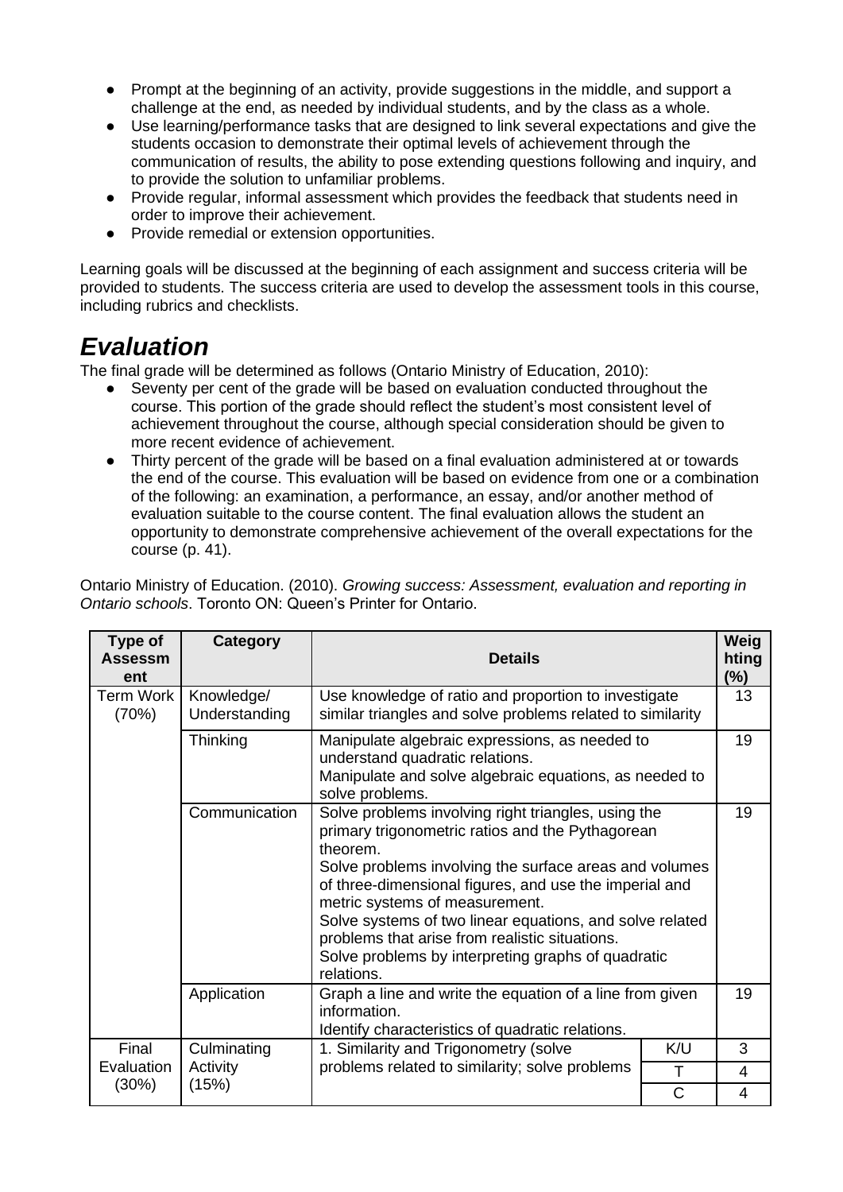- Prompt at the beginning of an activity, provide suggestions in the middle, and support a challenge at the end, as needed by individual students, and by the class as a whole.
- Use learning/performance tasks that are designed to link several expectations and give the students occasion to demonstrate their optimal levels of achievement through the communication of results, the ability to pose extending questions following and inquiry, and to provide the solution to unfamiliar problems.
- Provide regular, informal assessment which provides the feedback that students need in order to improve their achievement.
- Provide remedial or extension opportunities.

Learning goals will be discussed at the beginning of each assignment and success criteria will be provided to students. The success criteria are used to develop the assessment tools in this course, including rubrics and checklists.

# *Evaluation*

The final grade will be determined as follows (Ontario Ministry of Education, 2010):

- Seventy per cent of the grade will be based on evaluation conducted throughout the course. This portion of the grade should reflect the student's most consistent level of achievement throughout the course, although special consideration should be given to more recent evidence of achievement.
- Thirty percent of the grade will be based on a final evaluation administered at or towards the end of the course. This evaluation will be based on evidence from one or a combination of the following: an examination, a performance, an essay, and/or another method of evaluation suitable to the course content. The final evaluation allows the student an opportunity to demonstrate comprehensive achievement of the overall expectations for the course (p. 41).

Ontario Ministry of Education. (2010). *Growing success: Assessment, evaluation and reporting in Ontario schools*. Toronto ON: Queen's Printer for Ontario.

| Type of Assessment | Category | Details | | Weighting (%) |
|---|---|---|---|---|
| Term Work (70%) | Knowledge/ Understanding | Use knowledge of ratio and proportion to investigate similar triangles and solve problems related to similarity | | 13 |
| | Thinking | Manipulate algebraic expressions, as needed to understand quadratic relations.<br>Manipulate and solve algebraic equations, as needed to solve problems. | | 19 |
| | Communication | Solve problems involving right triangles, using the primary trigonometric ratios and the Pythagorean theorem.<br>Solve problems involving the surface areas and volumes of three-dimensional figures, and use the imperial and metric systems of measurement.<br>Solve systems of two linear equations, and solve related problems that arise from realistic situations.<br>Solve problems by interpreting graphs of quadratic relations. | | 19 |
| | Application | Graph a line and write the equation of a line from given information.<br>Identify characteristics of quadratic relations. | | 19 |
| Final Evaluation (30%) | Culminating Activity (15%) | 1. Similarity and Trigonometry (solve problems related to similarity; solve problems | K/U | 3 |
| | | | T | 4 |
| | | | C | 4 |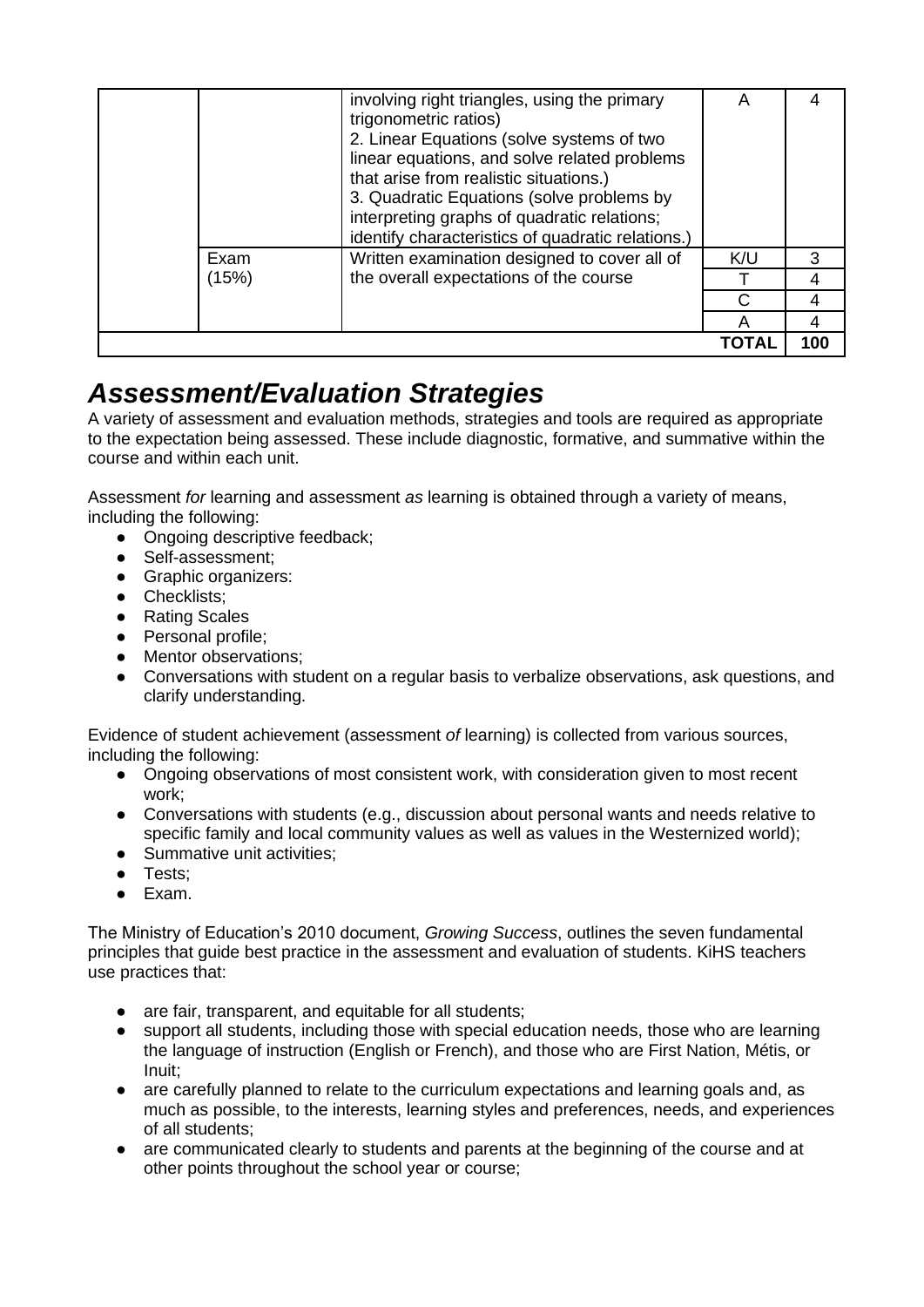| | | | | |
|---|---|---|---|---|
| | | involving right triangles, using the primary trigonometric ratios)<br>2. Linear Equations (solve systems of two linear equations, and solve related problems that arise from realistic situations.)<br>3. Quadratic Equations (solve problems by interpreting graphs of quadratic relations; identify characteristics of quadratic relations.) | A | 4 |
| | Exam (15%) | Written examination designed to cover all of the overall expectations of the course | K/U | 3 |
| | | | T | 4 |
| | | | C | 4 |
| | | | A | 4 |
| | | | **TOTAL** | **100** |

## ***Assessment/Evaluation Strategies***

A variety of assessment and evaluation methods, strategies and tools are required as appropriate to the expectation being assessed. These include diagnostic, formative, and summative within the course and within each unit.

Assessment *for* learning and assessment *as* learning is obtained through a variety of means, including the following:

- Ongoing descriptive feedback;
- Self-assessment;
- Graphic organizers:
- Checklists;
- Rating Scales
- Personal profile;
- Mentor observations;
- Conversations with student on a regular basis to verbalize observations, ask questions, and clarify understanding.

Evidence of student achievement (assessment *of* learning) is collected from various sources, including the following:

- Ongoing observations of most consistent work, with consideration given to most recent work;
- Conversations with students (e.g., discussion about personal wants and needs relative to specific family and local community values as well as values in the Westernized world);
- Summative unit activities;
- Tests;
- Exam.

The Ministry of Education's 2010 document, *Growing Success*, outlines the seven fundamental principles that guide best practice in the assessment and evaluation of students. KiHS teachers use practices that:

- are fair, transparent, and equitable for all students;
- support all students, including those with special education needs, those who are learning the language of instruction (English or French), and those who are First Nation, Métis, or Inuit;
- are carefully planned to relate to the curriculum expectations and learning goals and, as much as possible, to the interests, learning styles and preferences, needs, and experiences of all students;
- are communicated clearly to students and parents at the beginning of the course and at other points throughout the school year or course;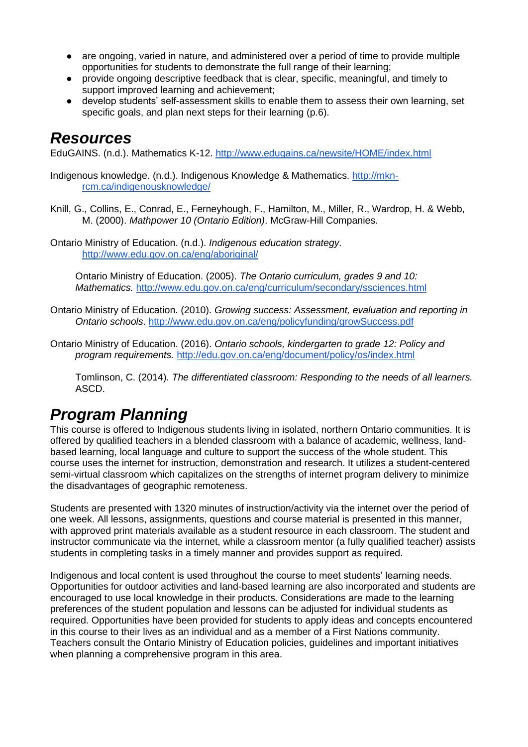- are ongoing, varied in nature, and administered over a period of time to provide multiple opportunities for students to demonstrate the full range of their learning;
- provide ongoing descriptive feedback that is clear, specific, meaningful, and timely to support improved learning and achievement;
- develop students' self-assessment skills to enable them to assess their own learning, set specific goals, and plan next steps for their learning (p.6).

## Resources

EduGAINS. (n.d.). Mathematics K-12. http://www.edugains.ca/newsite/HOME/index.html

Indigenous knowledge. (n.d.). Indigenous Knowledge & Mathematics. http://mkn-rcm.ca/indigenousknowledge/

Knill, G., Collins, E., Conrad, E., Ferneyhough, F., Hamilton, M., Miller, R., Wardrop, H. & Webb, M. (2000). *Mathpower 10 (Ontario Edition)*. McGraw-Hill Companies.

Ontario Ministry of Education. (n.d.). *Indigenous education strategy.* http://www.edu.gov.on.ca/eng/aboriginal/

Ontario Ministry of Education. (2005). *The Ontario curriculum, grades 9 and 10: Mathematics.* http://www.edu.gov.on.ca/eng/curriculum/secondary/ssciences.html

Ontario Ministry of Education. (2010). *Growing success: Assessment, evaluation and reporting in Ontario schools*. http://www.edu.gov.on.ca/eng/policyfunding/growSuccess.pdf

Ontario Ministry of Education. (2016). *Ontario schools, kindergarten to grade 12: Policy and program requirements.* http://edu.gov.on.ca/eng/document/policy/os/index.html

Tomlinson, C. (2014). *The differentiated classroom: Responding to the needs of all learners.* ASCD.

## Program Planning

This course is offered to Indigenous students living in isolated, northern Ontario communities. It is offered by qualified teachers in a blended classroom with a balance of academic, wellness, land-based learning, local language and culture to support the success of the whole student. This course uses the internet for instruction, demonstration and research. It utilizes a student-centered semi-virtual classroom which capitalizes on the strengths of internet program delivery to minimize the disadvantages of geographic remoteness.

Students are presented with 1320 minutes of instruction/activity via the internet over the period of one week. All lessons, assignments, questions and course material is presented in this manner, with approved print materials available as a student resource in each classroom. The student and instructor communicate via the internet, while a classroom mentor (a fully qualified teacher) assists students in completing tasks in a timely manner and provides support as required.

Indigenous and local content is used throughout the course to meet students' learning needs. Opportunities for outdoor activities and land-based learning are also incorporated and students are encouraged to use local knowledge in their products. Considerations are made to the learning preferences of the student population and lessons can be adjusted for individual students as required. Opportunities have been provided for students to apply ideas and concepts encountered in this course to their lives as an individual and as a member of a First Nations community. Teachers consult the Ontario Ministry of Education policies, guidelines and important initiatives when planning a comprehensive program in this area.